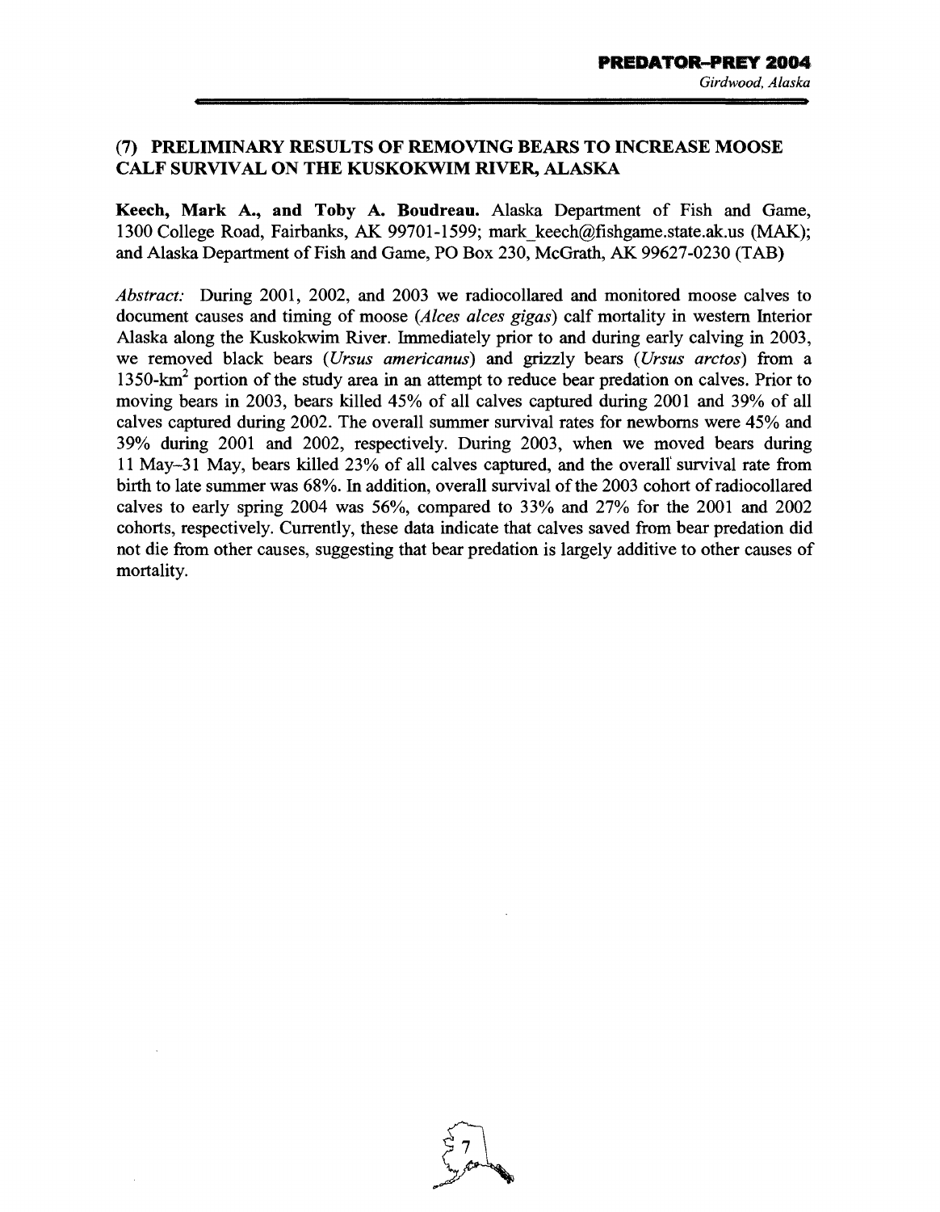## (7) PRELIMINARY RESULTS OF REMOVING BEARS TO INCREASE MOOSE CALF SURVIVAL ON THE KUSKOKWIM RIVER, ALASKA

**Keech, Mark A., and Toby A. Boudreau.** Alaska Department of Fish and Game, 1300 College Road, Fairbanks, AK 99701-1599; mark_keech@fishgame.state.ak.us (MAK); and Alaska Department of Fish and Game, PO Box 230, McGrath, AK 99627-0230 (TAB)

*Abstract:* During 2001, 2002, and 2003 we radiocollared and monitored moose calves to document causes and timing of moose (*Alces alces gigas*) calf mortality in western Interior Alaska along the Kuskokwim River. Immediately prior to and during early calving in 2003, we removed black bears (*Ursus americanus*) and grizzly bears (*Ursus arctos*) from a 1350-$km^2$ portion of the study area in an attempt to reduce bear predation on calves. Prior to moving bears in 2003, bears killed 45% of all calves captured during 2001 and 39% of all calves captured during 2002. The overall summer survival rates for newborns were 45% and 39% during 2001 and 2002, respectively. During 2003, when we moved bears during 11 May–31 May, bears killed 23% of all calves captured, and the overall survival rate from birth to late summer was 68%. In addition, overall survival of the 2003 cohort of radiocollared calves to early spring 2004 was 56%, compared to 33% and 27% for the 2001 and 2002 cohorts, respectively. Currently, these data indicate that calves saved from bear predation did not die from other causes, suggesting that bear predation is largely additive to other causes of mortality.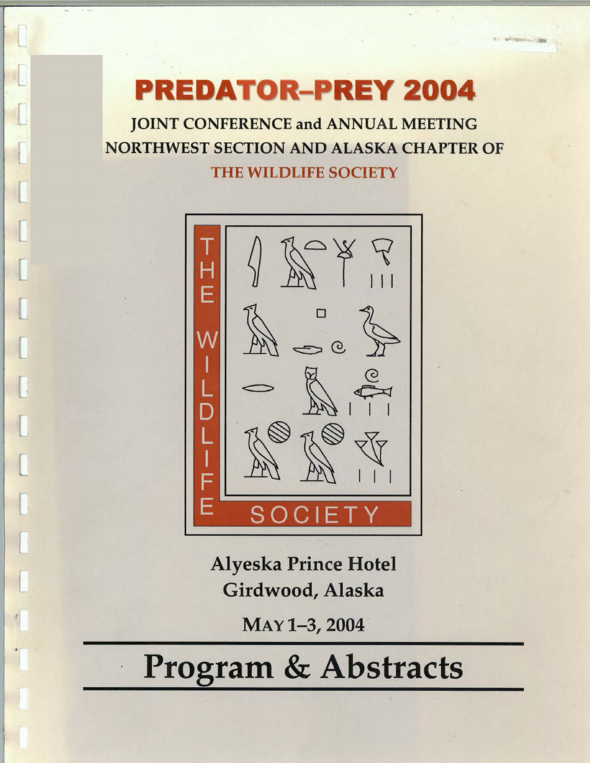# PREDATOR–PREY 2004

JOINT CONFERENCE and ANNUAL MEETING
NORTHWEST SECTION AND ALASKA CHAPTER OF
THE WILDLIFE SOCIETY

THE WILDLIFE SOCIETY

Alyeska Prince Hotel
Girdwood, Alaska

MAY 1–3, 2004

# Program & Abstracts